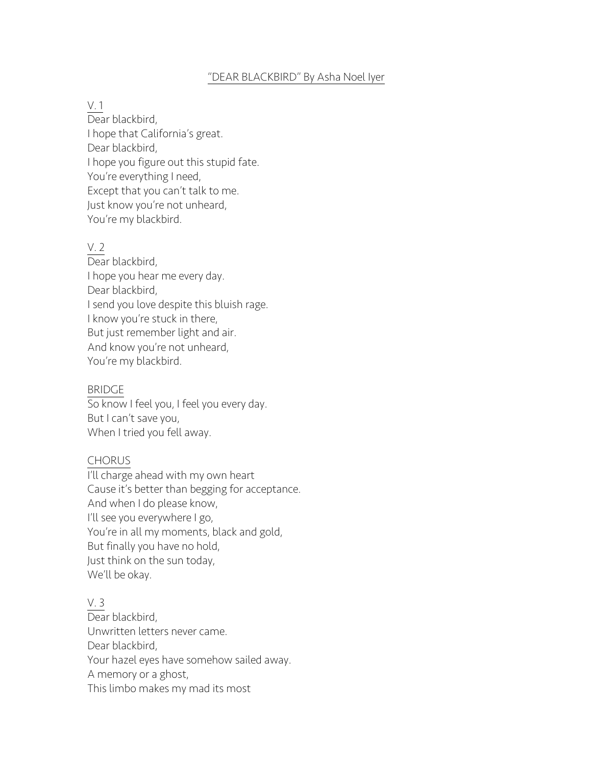# "DEAR BLACKBIRD" By Asha Noel Iyer

V. 1

Dear blackbird,  
I hope that California's great.  
Dear blackbird,  
I hope you figure out this stupid fate.  
You're everything I need,  
Except that you can't talk to me.  
Just know you're not unheard,  
You're my blackbird.

V. 2

Dear blackbird,  
I hope you hear me every day.  
Dear blackbird,  
I send you love despite this bluish rage.  
I know you're stuck in there,  
But just remember light and air.  
And know you're not unheard,  
You're my blackbird.

BRIDGE

So know I feel you, I feel you every day.  
But I can't save you,  
When I tried you fell away.

CHORUS

I'll charge ahead with my own heart  
Cause it's better than begging for acceptance.  
And when I do please know,  
I'll see you everywhere I go,  
You're in all my moments, black and gold,  
But finally you have no hold,  
Just think on the sun today,  
We'll be okay.

V. 3

Dear blackbird,  
Unwritten letters never came.  
Dear blackbird,  
Your hazel eyes have somehow sailed away.  
A memory or a ghost,  
This limbo makes my mad its most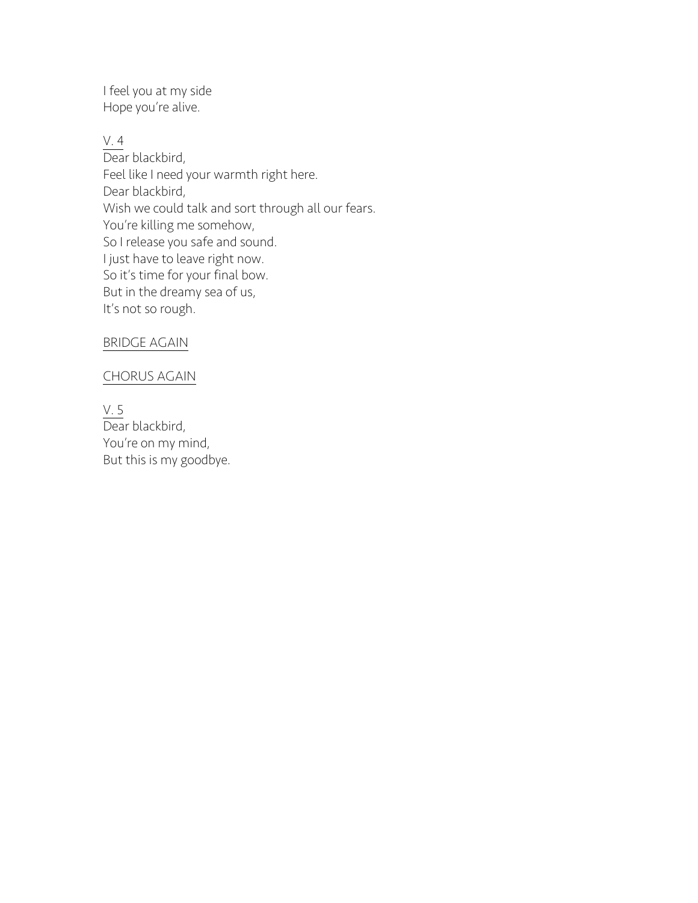I feel you at my side
Hope you're alive.

<u>V. 4</u>
Dear blackbird,
Feel like I need your warmth right here.
Dear blackbird,
Wish we could talk and sort through all our fears.
You're killing me somehow,
So I release you safe and sound.
I just have to leave right now.
So it's time for your final bow.
But in the dreamy sea of us,
It's not so rough.

<u>BRIDGE AGAIN</u>

<u>CHORUS AGAIN</u>

<u>V. 5</u>
Dear blackbird,
You're on my mind,
But this is my goodbye.